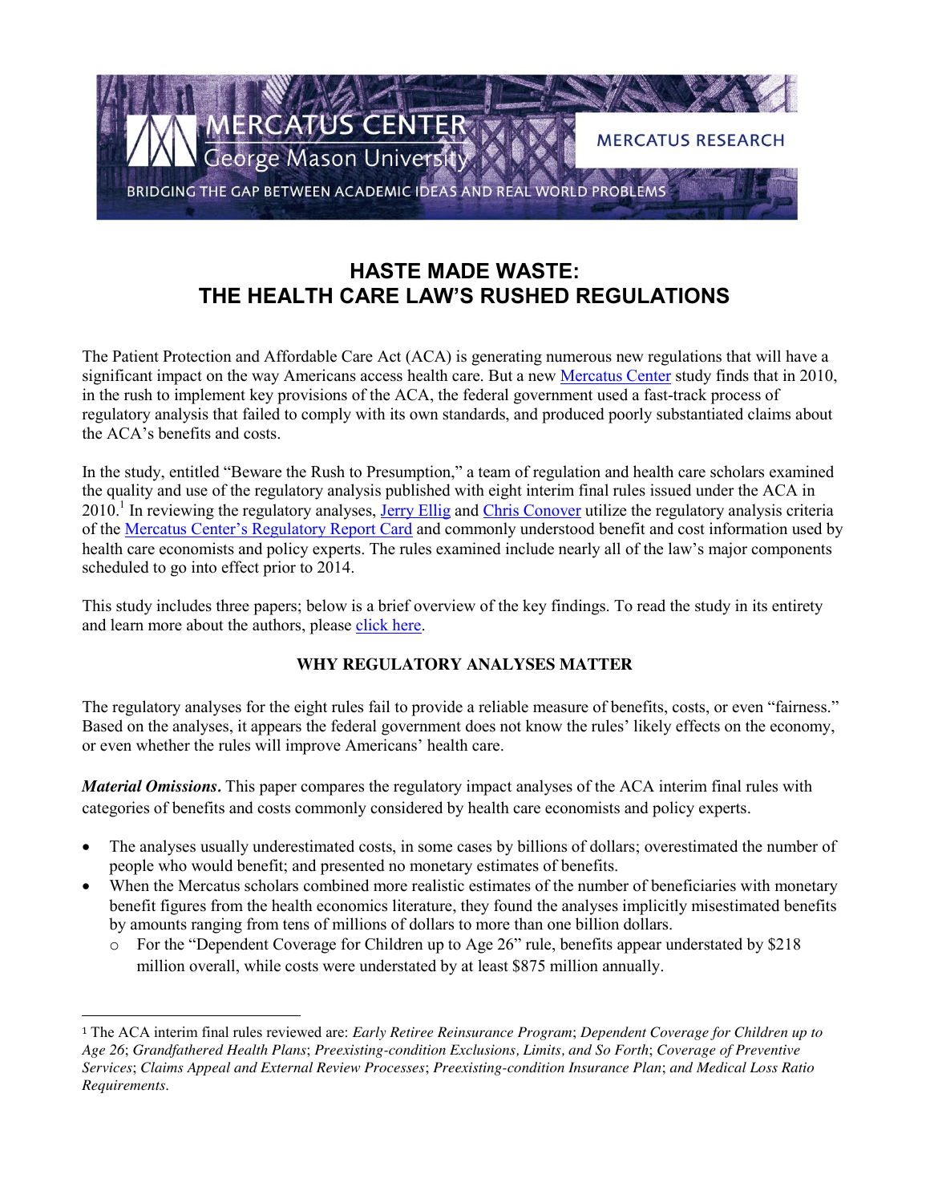MERCATUS CENTER George Mason University

MERCATUS RESEARCH

BRIDGING THE GAP BETWEEN ACADEMIC IDEAS AND REAL WORLD PROBLEMS

# HASTE MADE WASTE: THE HEALTH CARE LAW'S RUSHED REGULATIONS

The Patient Protection and Affordable Care Act (ACA) is generating numerous new regulations that will have a significant impact on the way Americans access health care. But a new Mercatus Center study finds that in 2010, in the rush to implement key provisions of the ACA, the federal government used a fast-track process of regulatory analysis that failed to comply with its own standards, and produced poorly substantiated claims about the ACA's benefits and costs.

In the study, entitled "Beware the Rush to Presumption," a team of regulation and health care scholars examined the quality and use of the regulatory analysis published with eight interim final rules issued under the ACA in 2010.[1] In reviewing the regulatory analyses, Jerry Ellig and Chris Conover utilize the regulatory analysis criteria of the Mercatus Center's Regulatory Report Card and commonly understood benefit and cost information used by health care economists and policy experts. The rules examined include nearly all of the law's major components scheduled to go into effect prior to 2014.

This study includes three papers; below is a brief overview of the key findings. To read the study in its entirety and learn more about the authors, please click here.

### WHY REGULATORY ANALYSES MATTER

The regulatory analyses for the eight rules fail to provide a reliable measure of benefits, costs, or even "fairness." Based on the analyses, it appears the federal government does not know the rules' likely effects on the economy, or even whether the rules will improve Americans' health care.

***Material Omissions.*** This paper compares the regulatory impact analyses of the ACA interim final rules with categories of benefits and costs commonly considered by health care economists and policy experts.

- The analyses usually underestimated costs, in some cases by billions of dollars; overestimated the number of people who would benefit; and presented no monetary estimates of benefits.
- When the Mercatus scholars combined more realistic estimates of the number of beneficiaries with monetary benefit figures from the health economics literature, they found the analyses implicitly misestimated benefits by amounts ranging from tens of millions of dollars to more than one billion dollars.
  - For the "Dependent Coverage for Children up to Age 26" rule, benefits appear understated by $218 million overall, while costs were understated by at least $875 million annually.

[1] The ACA interim final rules reviewed are: *Early Retiree Reinsurance Program*; *Dependent Coverage for Children up to Age 26*; *Grandfathered Health Plans*; *Preexisting-condition Exclusions, Limits, and So Forth*; *Coverage of Preventive Services*; *Claims Appeal and External Review Processes*; *Preexisting-condition Insurance Plan*; *and Medical Loss Ratio Requirements*.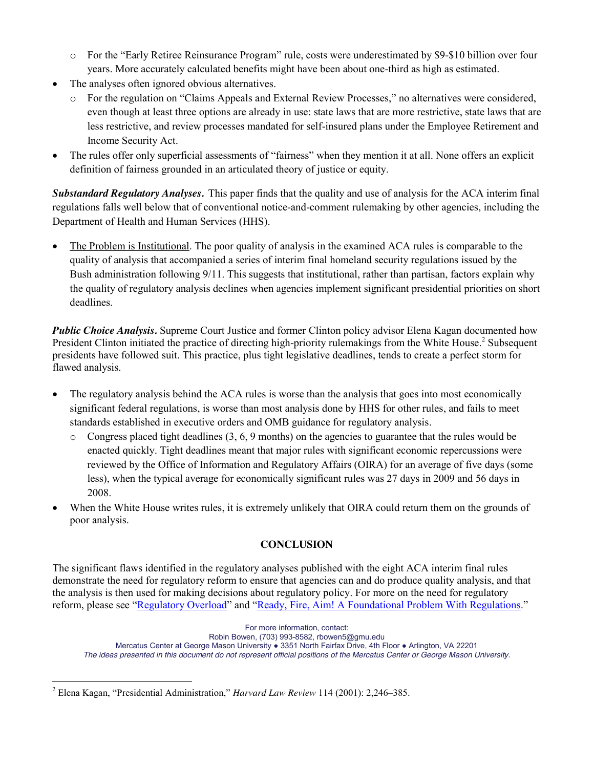- For the "Early Retiree Reinsurance Program" rule, costs were underestimated by $9-$10 billion over four years. More accurately calculated benefits might have been about one-third as high as estimated.
- The analyses often ignored obvious alternatives.
  - For the regulation on "Claims Appeals and External Review Processes," no alternatives were considered, even though at least three options are already in use: state laws that are more restrictive, state laws that are less restrictive, and review processes mandated for self-insured plans under the Employee Retirement and Income Security Act.
- The rules offer only superficial assessments of "fairness" when they mention it at all. None offers an explicit definition of fairness grounded in an articulated theory of justice or equity.

***Substandard Regulatory Analyses*.** This paper finds that the quality and use of analysis for the ACA interim final regulations falls well below that of conventional notice-and-comment rulemaking by other agencies, including the Department of Health and Human Services (HHS).

- The Problem is Institutional. The poor quality of analysis in the examined ACA rules is comparable to the quality of analysis that accompanied a series of interim final homeland security regulations issued by the Bush administration following 9/11. This suggests that institutional, rather than partisan, factors explain why the quality of regulatory analysis declines when agencies implement significant presidential priorities on short deadlines.

***Public Choice Analysis*.** Supreme Court Justice and former Clinton policy advisor Elena Kagan documented how President Clinton initiated the practice of directing high-priority rulemakings from the White House.[2] Subsequent presidents have followed suit. This practice, plus tight legislative deadlines, tends to create a perfect storm for flawed analysis.

- The regulatory analysis behind the ACA rules is worse than the analysis that goes into most economically significant federal regulations, is worse than most analysis done by HHS for other rules, and fails to meet standards established in executive orders and OMB guidance for regulatory analysis.
  - Congress placed tight deadlines (3, 6, 9 months) on the agencies to guarantee that the rules would be enacted quickly. Tight deadlines meant that major rules with significant economic repercussions were reviewed by the Office of Information and Regulatory Affairs (OIRA) for an average of five days (some less), when the typical average for economically significant rules was 27 days in 2009 and 56 days in 2008.
- When the White House writes rules, it is extremely unlikely that OIRA could return them on the grounds of poor analysis.

## CONCLUSION

The significant flaws identified in the regulatory analyses published with the eight ACA interim final rules demonstrate the need for regulatory reform to ensure that agencies can and do produce quality analysis, and that the analysis is then used for making decisions about regulatory policy. For more on the need for regulatory reform, please see "Regulatory Overload" and "Ready, Fire, Aim! A Foundational Problem With Regulations."

For more information, contact:
Robin Bowen, (703) 993-8582, rbowen5@gmu.edu
Mercatus Center at George Mason University ● 3351 North Fairfax Drive, 4th Floor ● Arlington, VA 22201
*The ideas presented in this document do not represent official positions of the Mercatus Center or George Mason University.*

[2] Elena Kagan, "Presidential Administration," *Harvard Law Review* 114 (2001): 2,246–385.